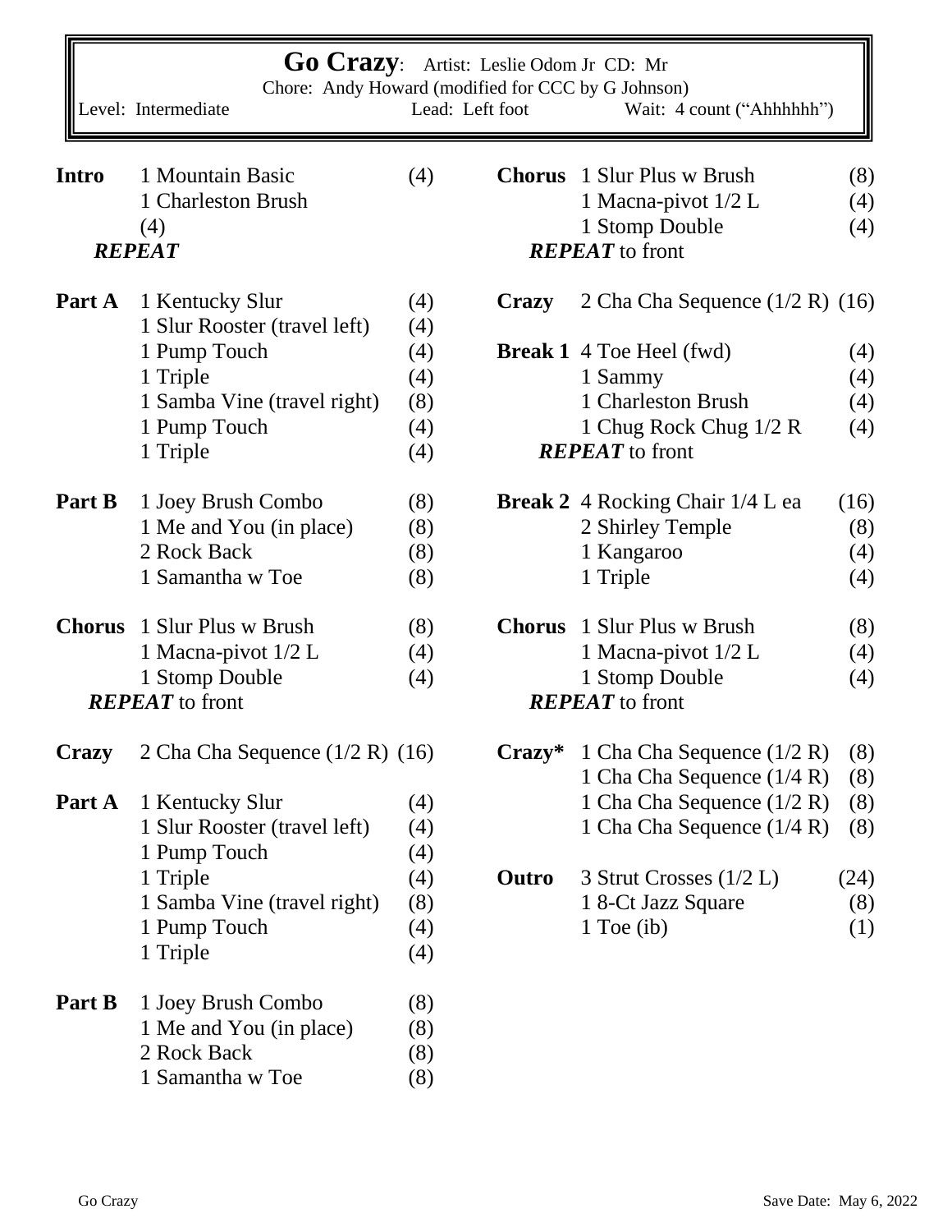# Go Crazy: Artist: Leslie Odom Jr CD: Mr

Chore: Andy Howard (modified for CCC by G Johnson)

Level: Intermediate | Lead: Left foot | Wait: 4 count ("Ahhhhhh")

| | | |
|---|---|---|
| **Intro** | 1 Mountain Basic | (4) |
| | 1 Charleston Brush (4) | |
| | ***REPEAT*** | |
| **Part A** | 1 Kentucky Slur | (4) |
| | 1 Slur Rooster (travel left) | (4) |
| | 1 Pump Touch | (4) |
| | 1 Triple | (4) |
| | 1 Samba Vine (travel right) | (8) |
| | 1 Pump Touch | (4) |
| | 1 Triple | (4) |
| **Part B** | 1 Joey Brush Combo | (8) |
| | 1 Me and You (in place) | (8) |
| | 2 Rock Back | (8) |
| | 1 Samantha w Toe | (8) |
| **Chorus** | 1 Slur Plus w Brush | (8) |
| | 1 Macna-pivot 1/2 L | (4) |
| | 1 Stomp Double | (4) |
| | ***REPEAT*** to front | |
| **Crazy** | 2 Cha Cha Sequence (1/2 R) | (16) |
| **Part A** | 1 Kentucky Slur | (4) |
| | 1 Slur Rooster (travel left) | (4) |
| | 1 Pump Touch | (4) |
| | 1 Triple | (4) |
| | 1 Samba Vine (travel right) | (8) |
| | 1 Pump Touch | (4) |
| | 1 Triple | (4) |
| **Part B** | 1 Joey Brush Combo | (8) |
| | 1 Me and You (in place) | (8) |
| | 2 Rock Back | (8) |
| | 1 Samantha w Toe | (8) |
| **Chorus** | 1 Slur Plus w Brush | (8) |
| | 1 Macna-pivot 1/2 L | (4) |
| | 1 Stomp Double | (4) |
| | ***REPEAT*** to front | |
| **Crazy** | 2 Cha Cha Sequence (1/2 R) | (16) |
| **Break 1** | 4 Toe Heel (fwd) | (4) |
| | 1 Sammy | (4) |
| | 1 Charleston Brush | (4) |
| | 1 Chug Rock Chug 1/2 R | (4) |
| | ***REPEAT*** to front | |
| **Break 2** | 4 Rocking Chair 1/4 L ea | (16) |
| | 2 Shirley Temple | (8) |
| | 1 Kangaroo | (4) |
| | 1 Triple | (4) |
| **Chorus** | 1 Slur Plus w Brush | (8) |
| | 1 Macna-pivot 1/2 L | (4) |
| | 1 Stomp Double | (4) |
| | ***REPEAT*** to front | |
| **Crazy*** | 1 Cha Cha Sequence (1/2 R) | (8) |
| | 1 Cha Cha Sequence (1/4 R) | (8) |
| | 1 Cha Cha Sequence (1/2 R) | (8) |
| | 1 Cha Cha Sequence (1/4 R) | (8) |
| **Outro** | 3 Strut Crosses (1/2 L) | (24) |
| | 1 8-Ct Jazz Square | (8) |
| | 1 Toe (ib) | (1) |

Save Date: May 6, 2022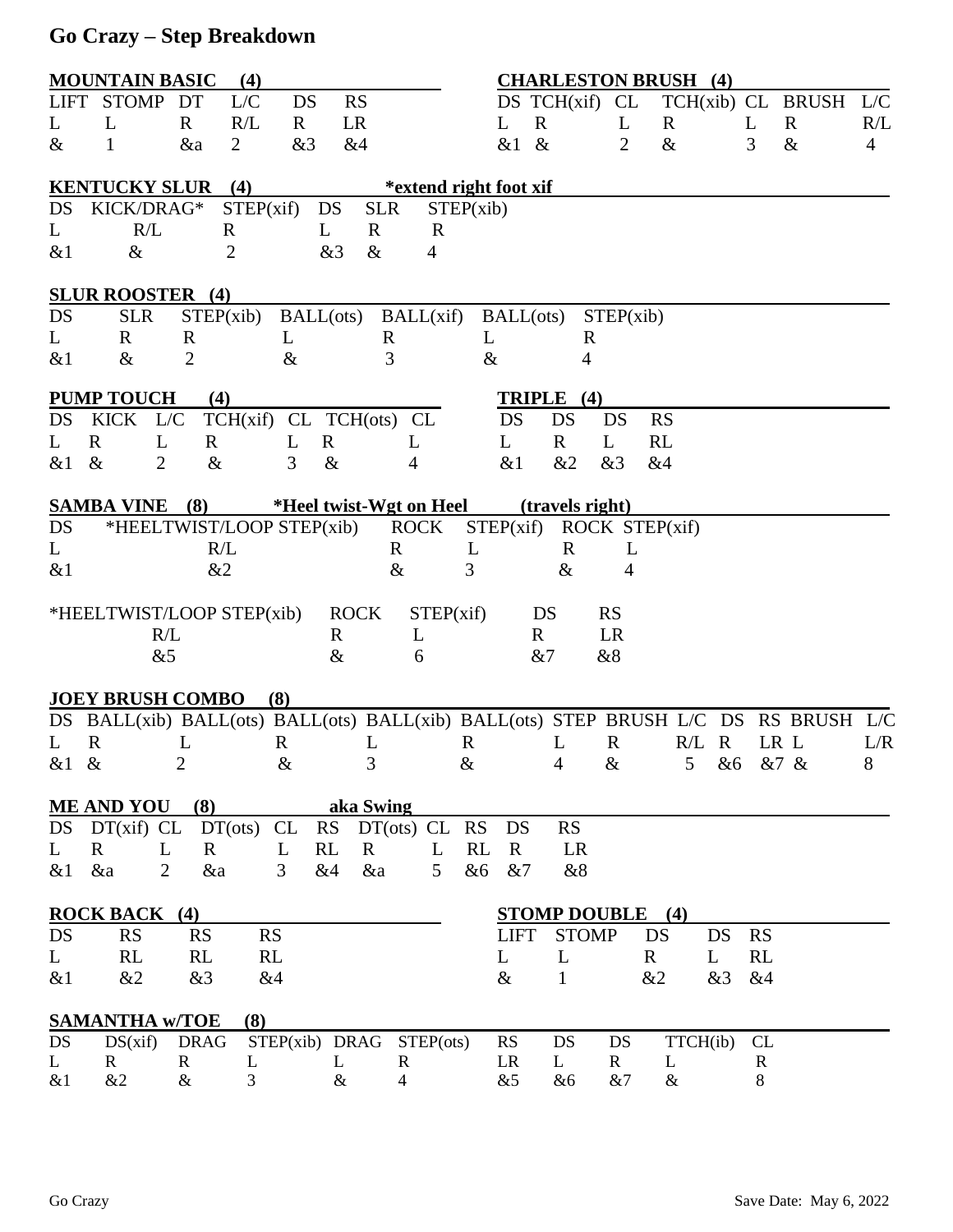# Go Crazy – Step Breakdown

**MOUNTAIN BASIC (4)**

| LIFT | STOMP | DT | L/C | DS | RS |
|---|---|---|---|---|---|
| L | L | R | R/L | R | LR |
| & | 1 | &a | 2 | &3 | &4 |

**CHARLESTON BRUSH (4)**

| DS | TCH(xif) | CL | TCH(xib) | CL | BRUSH | L/C |
|---|---|---|---|---|---|---|
| L | R | L | R | L | R | R/L |
| &1 | & | 2 | & | 3 | & | 4 |

**KENTUCKY SLUR (4)** *extend right foot xif

| DS | KICK/DRAG* | STEP(xif) | DS | SLR | STEP(xib) |
|---|---|---|---|---|---|
| L | R/L | R | L | R | R |
| &1 | & | 2 | &3 | & | 4 |

**SLUR ROOSTER (4)**

| DS | SLR | STEP(xib) | BALL(ots) | BALL(xif) | BALL(ots) | STEP(xib) |
|---|---|---|---|---|---|---|
| L | R | R | L | R | L | R |
| &1 | & | 2 | & | 3 | & | 4 |

**PUMP TOUCH (4)**

| DS | KICK | L/C | TCH(xif) | CL | TCH(ots) | CL |
|---|---|---|---|---|---|---|
| L | R | L | R | L | R | L |
| &1 | & | 2 | & | 3 | & | 4 |

**TRIPLE (4)**

| DS | DS | DS | RS |
|---|---|---|---|
| L | R | L | RL |
| &1 | &2 | &3 | &4 |

**SAMBA VINE (8)** *Heel twist-Wgt on Heel (travels right)

| DS | *HEELTWIST/LOOP STEP(xib) | ROCK | STEP(xif) | ROCK | STEP(xif) |
|---|---|---|---|---|---|
| L | R/L | R | L | R | L |
| &1 | &2 | & | 3 | & | 4 |

| *HEELTWIST/LOOP STEP(xib) | ROCK | STEP(xif) | DS | RS |
|---|---|---|---|---|
| R/L | R | L | R | LR |
| &5 | & | 6 | &7 | &8 |

**JOEY BRUSH COMBO (8)**

| DS | BALL(xib) | BALL(ots) | BALL(ots) | BALL(xib) | BALL(ots) | STEP | BRUSH | L/C | DS | RS | BRUSH | L/C |
|---|---|---|---|---|---|---|---|---|---|---|---|---|
| L | R | L | R | L | R | L | R | R/L | R | LR | L | L/R |
| &1 | & | 2 | & | 3 | & | 4 | & | 5 | &6 | &7 | & | 8 |

**ME AND YOU (8)** aka Swing

| DS | DT(xif) | CL | DT(ots) | CL | RS | DT(ots) | CL | RS | DS | RS |
|---|---|---|---|---|---|---|---|---|---|---|
| L | R | L | R | L | RL | R | L | RL | R | LR |
| &1 | &a | 2 | &a | 3 | &4 | &a | 5 | &6 | &7 | &8 |

**ROCK BACK (4)**

| DS | RS | RS | RS |
|---|---|---|---|
| L | RL | RL | RL |
| &1 | &2 | &3 | &4 |

**STOMP DOUBLE (4)**

| LIFT | STOMP | DS | DS | RS |
|---|---|---|---|---|
| L | L | R | L | RL |
| & | 1 | &2 | &3 | &4 |

**SAMANTHA w/TOE (8)**

| DS | DS(xif) | DRAG | STEP(xib) | DRAG | STEP(ots) | RS | DS | DS | TTCH(ib) | CL |
|---|---|---|---|---|---|---|---|---|---|---|
| L | R | R | L | L | R | LR | L | R | L | R |
| &1 | &2 | & | 3 | & | 4 | &5 | &6 | &7 | & | 8 |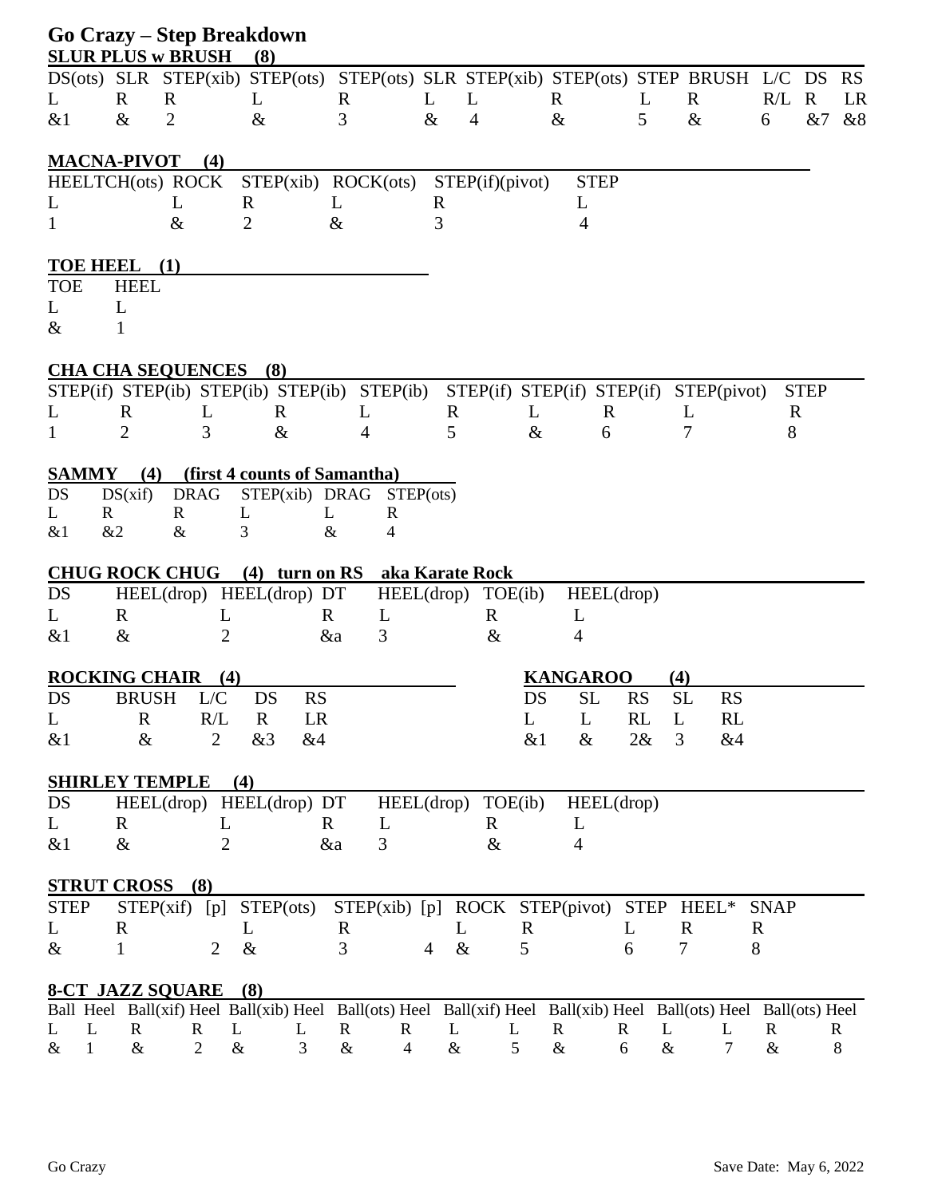# Go Crazy – Step Breakdown

**SLUR PLUS w BRUSH (8)**

| DS(ots) | SLR | STEP(xib) | STEP(ots) | STEP(ots) | SLR | STEP(xib) | STEP(ots) | STEP | BRUSH | L/C | DS | RS |
|---|---|---|---|---|---|---|---|---|---|---|---|---|
| L | R | R | L | R | L | L | R | L | R | R/L | R | LR |
| &1 | & | 2 | & | 3 | & | 4 | & | 5 | & | 6 | &7 | &8 |

**MACNA-PIVOT (4)**

| HEELTCH(ots) | ROCK | STEP(xib) | ROCK(ots) | STEP(if)(pivot) | STEP |
|---|---|---|---|---|---|
| L | L | R | L | R | L |
| 1 | & | 2 | & | 3 | 4 |

**TOE HEEL (1)**

| TOE | HEEL |
|---|---|
| L | L |
| & | 1 |

**CHA CHA SEQUENCES (8)**

| STEP(if) | STEP(ib) | STEP(ib) | STEP(ib) | STEP(ib) | STEP(if) | STEP(if) | STEP(if) | STEP(pivot) | STEP |
|---|---|---|---|---|---|---|---|---|---|
| L | R | L | R | L | R | L | R | L | R |
| 1 | 2 | 3 | & | 4 | 5 | & | 6 | 7 | 8 |

**SAMMY (4) (first 4 counts of Samantha)**

| DS | DS(xif) | DRAG | STEP(xib) | DRAG | STEP(ots) |
|---|---|---|---|---|---|
| L | R | R | L | L | R |
| &1 | &2 | & | 3 | & | 4 |

**CHUG ROCK CHUG (4) turn on RS aka Karate Rock**

| DS | HEEL(drop) | HEEL(drop) | DT | HEEL(drop) | TOE(ib) | HEEL(drop) |
|---|---|---|---|---|---|---|
| L | R | L | R | L | R | L |
| &1 | & | 2 | &a | 3 | & | 4 |

**ROCKING CHAIR (4)**

| DS | BRUSH | L/C | DS | RS |
|---|---|---|---|---|
| L | R | R/L | R | LR |
| &1 | & | 2 | &3 | &4 |

**KANGAROO (4)**

| DS | SL | RS | SL | RS |
|---|---|---|---|---|
| L | L | RL | L | RL |
| &1 | & | 2& | 3 | &4 |

**SHIRLEY TEMPLE (4)**

| DS | HEEL(drop) | HEEL(drop) | DT | HEEL(drop) | TOE(ib) | HEEL(drop) |
|---|---|---|---|---|---|---|
| L | R | L | R | L | R | L |
| &1 | & | 2 | &a | 3 | & | 4 |

**STRUT CROSS (8)**

| STEP | STEP(xif) | [p] | STEP(ots) | STEP(xib) | [p] | ROCK | STEP(pivot) | STEP | HEEL* | SNAP |
|---|---|---|---|---|---|---|---|---|---|---|
| L | R | | L | R | | L | R | L | R | R |
| & | 1 | 2 | & | 3 | 4 | & | 5 | 6 | 7 | 8 |

**8-CT JAZZ SQUARE (8)**

| Ball | Heel | Ball(xif) | Heel | Ball(xib) | Heel | Ball(ots) | Heel | Ball(xif) | Heel | Ball(xib) | Heel | Ball(ots) | Heel | Ball(ots) | Heel |
|---|---|---|---|---|---|---|---|---|---|---|---|---|---|---|---|
| L | L | R | R | L | L | R | R | L | L | R | R | L | L | R | R |
| & | 1 | & | 2 | & | 3 | & | 4 | & | 5 | & | 6 | & | 7 | & | 8 |